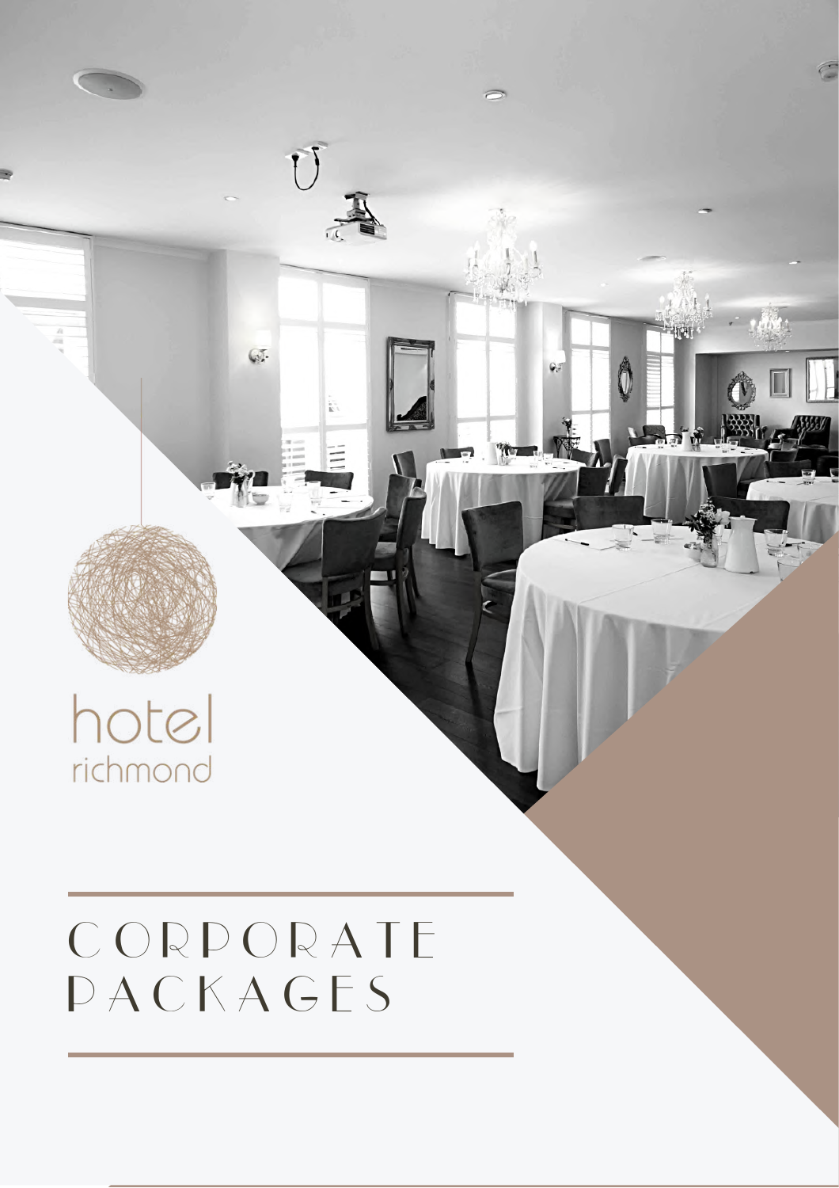hotel richmond

# CORPORATE PACKAGES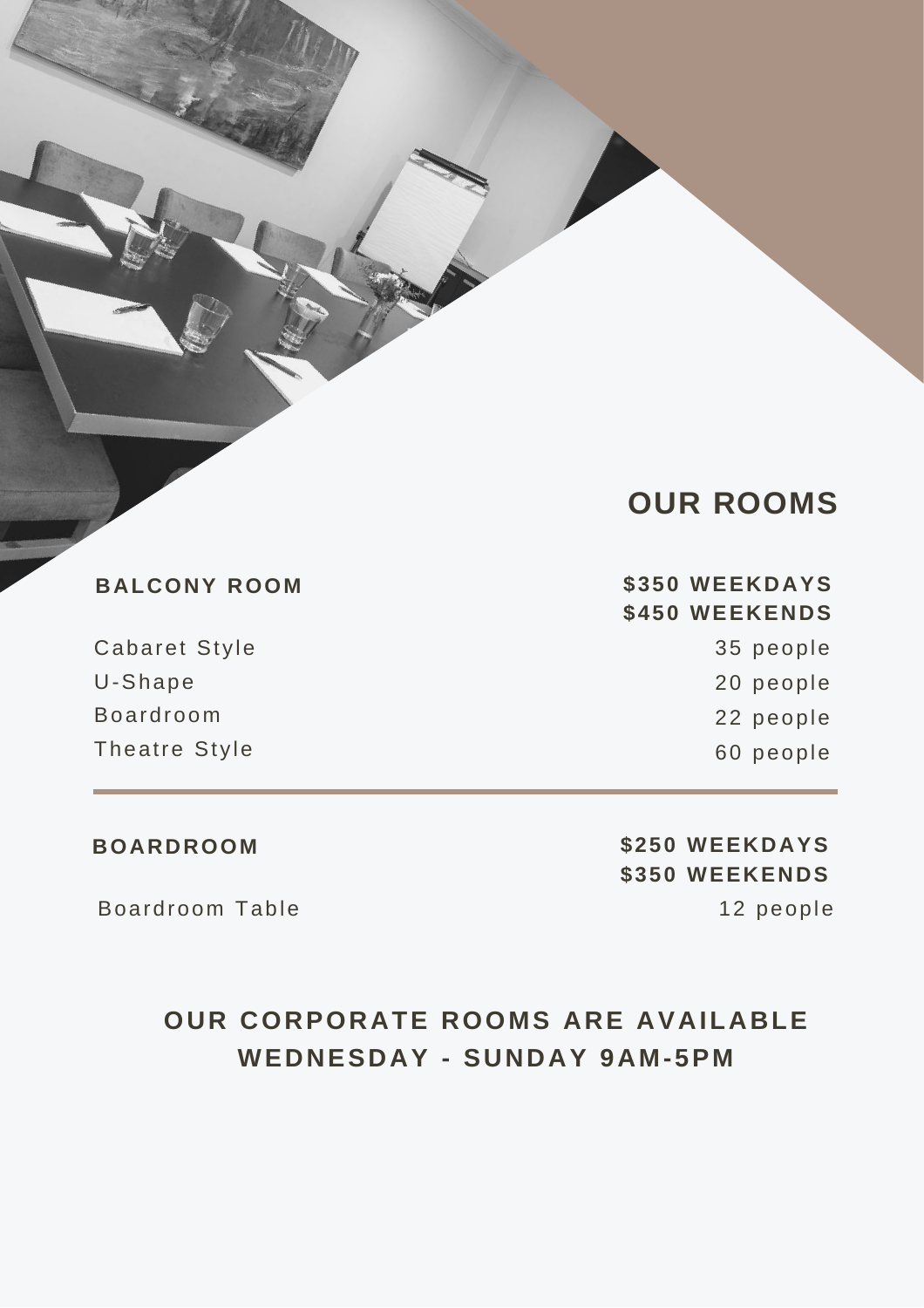# OUR ROOMS

## BALCONY ROOM

**$350 WEEKDAYS**
**$450 WEEKENDS**

| | |
|---|---|
| Cabaret Style | 35 people |
| U-Shape | 20 people |
| Boardroom | 22 people |
| Theatre Style | 60 people |

## BOARDROOM

**$250 WEEKDAYS**
**$350 WEEKENDS**

| | |
|---|---|
| Boardroom Table | 12 people |

**OUR CORPORATE ROOMS ARE AVAILABLE WEDNESDAY - SUNDAY 9AM-5PM**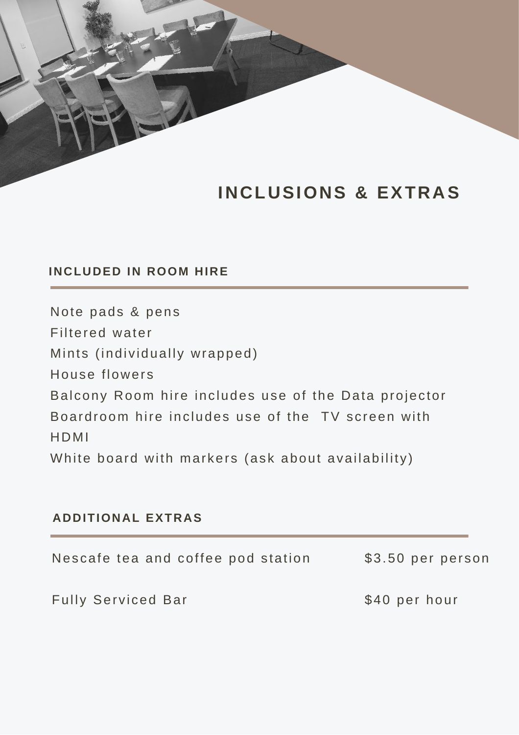# INCLUSIONS & EXTRAS

## INCLUDED IN ROOM HIRE

Note pads & pens
Filtered water
Mints (individually wrapped)
House flowers
Balcony Room hire includes use of the Data projector
Boardroom hire includes use of the TV screen with HDMI
White board with markers (ask about availability)

## ADDITIONAL EXTRAS

| Item | Price |
| --- | --- |
| Nescafe tea and coffee pod station | $3.50 per person |
| Fully Serviced Bar | $40 per hour |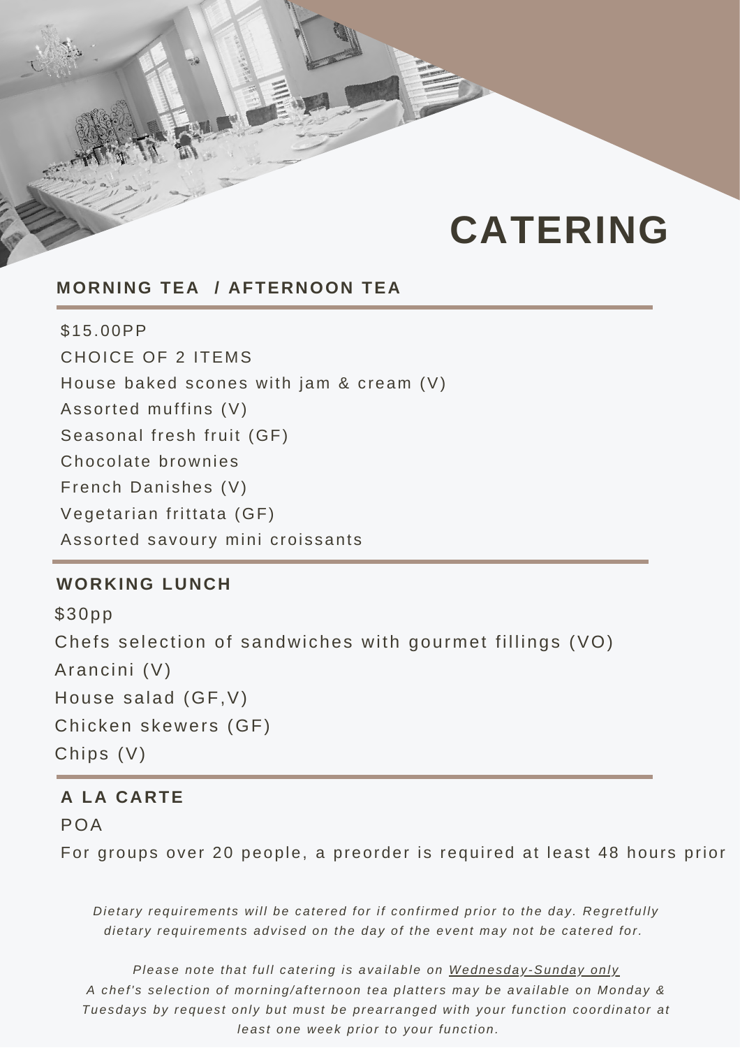# CATERING

## MORNING TEA / AFTERNOON TEA

$15.00PP

CHOICE OF 2 ITEMS

House baked scones with jam & cream (V)

Assorted muffins (V)

Seasonal fresh fruit (GF)

Chocolate brownies

French Danishes (V)

Vegetarian frittata (GF)

Assorted savoury mini croissants

## WORKING LUNCH

$30pp

Chefs selection of sandwiches with gourmet fillings (VO)

Arancini (V)

House salad (GF,V)

Chicken skewers (GF)

Chips (V)

## A LA CARTE

POA

For groups over 20 people, a preorder is required at least 48 hours prior

*Dietary requirements will be catered for if confirmed prior to the day. Regretfully dietary requirements advised on the day of the event may not be catered for.*

*Please note that full catering is available on* ***Wednesday-Sunday only***
*A chef's selection of morning/afternoon tea platters may be available on Monday & Tuesdays by request only but must be prearranged with your function coordinator at least one week prior to your function.*